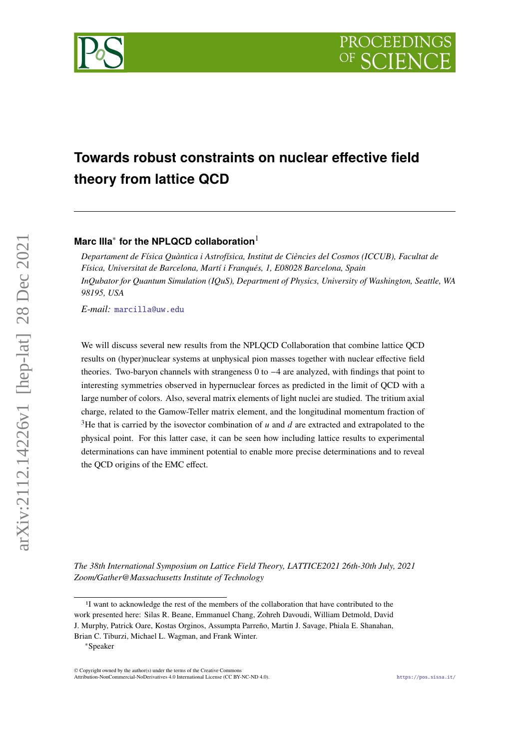# Towards robust constraints on nuclear effective field theory from lattice QCD

**Marc Illa*** **for the NPLQCD collaboration**[1]

*Departament de Física Quàntica i Astrofísica, Institut de Ciències del Cosmos (ICCUB), Facultat de Física, Universitat de Barcelona, Martí i Franqués, 1, E08028 Barcelona, Spain*
*InQubator for Quantum Simulation (IQuS), Department of Physics, University of Washington, Seattle, WA 98195, USA*

*E-mail:* marcilla@uw.edu

We will discuss several new results from the NPLQCD Collaboration that combine lattice QCD results on (hyper)nuclear systems at unphysical pion masses together with nuclear effective field theories. Two-baryon channels with strangeness 0 to $-4$ are analyzed, with findings that point to interesting symmetries observed in hypernuclear forces as predicted in the limit of QCD with a large number of colors. Also, several matrix elements of light nuclei are studied. The tritium axial charge, related to the Gamow-Teller matrix element, and the longitudinal momentum fraction of $^3$He that is carried by the isovector combination of $u$ and $d$ are extracted and extrapolated to the physical point. For this latter case, it can be seen how including lattice results to experimental determinations can have imminent potential to enable more precise determinations and to reveal the QCD origins of the EMC effect.

*The 38th International Symposium on Lattice Field Theory, LATTICE2021 26th-30th July, 2021*
*Zoom/Gather@Massachusetts Institute of Technology*

---

[1] I want to acknowledge the rest of the members of the collaboration that have contributed to the work presented here: Silas R. Beane, Emmanuel Chang, Zohreh Davoudi, William Detmold, David J. Murphy, Patrick Oare, Kostas Orginos, Assumpta Parreño, Martin J. Savage, Phiala E. Shanahan, Brian C. Tiburzi, Michael L. Wagman, and Frank Winter.

*Speaker

© Copyright owned by the author(s) under the terms of the Creative Commons Attribution-NonCommercial-NoDerivatives 4.0 International License (CC BY-NC-ND 4.0).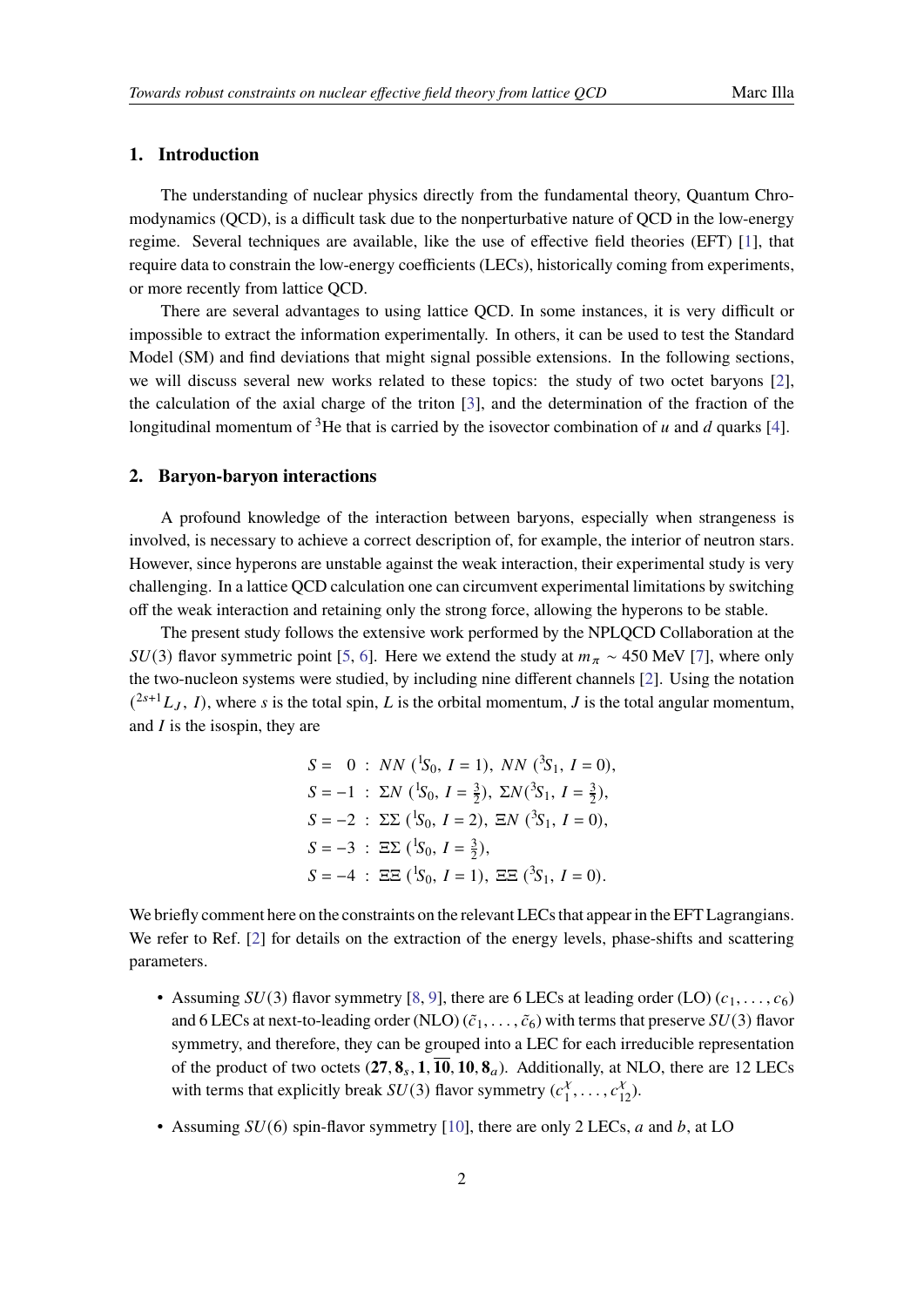## 1. Introduction

The understanding of nuclear physics directly from the fundamental theory, Quantum Chromodynamics (QCD), is a difficult task due to the nonperturbative nature of QCD in the low-energy regime. Several techniques are available, like the use of effective field theories (EFT) [1], that require data to constrain the low-energy coefficients (LECs), historically coming from experiments, or more recently from lattice QCD.

There are several advantages to using lattice QCD. In some instances, it is very difficult or impossible to extract the information experimentally. In others, it can be used to test the Standard Model (SM) and find deviations that might signal possible extensions. In the following sections, we will discuss several new works related to these topics: the study of two octet baryons [2], the calculation of the axial charge of the triton [3], and the determination of the fraction of the longitudinal momentum of $^3$He that is carried by the isovector combination of $u$ and $d$ quarks [4].

## 2. Baryon-baryon interactions

A profound knowledge of the interaction between baryons, especially when strangeness is involved, is necessary to achieve a correct description of, for example, the interior of neutron stars. However, since hyperons are unstable against the weak interaction, their experimental study is very challenging. In a lattice QCD calculation one can circumvent experimental limitations by switching off the weak interaction and retaining only the strong force, allowing the hyperons to be stable.

The present study follows the extensive work performed by the NPLQCD Collaboration at the $SU(3)$ flavor symmetric point [5, 6]. Here we extend the study at $m_\pi \sim 450$ MeV [7], where only the two-nucleon systems were studied, by including nine different channels [2]. Using the notation $({}^{2s+1}L_J,\, I)$, where $s$ is the total spin, $L$ is the orbital momentum, $J$ is the total angular momentum, and $I$ is the isospin, they are

$$
\begin{aligned}
S = \;\;0 &: \; NN\,({}^1S_0,\, I=1),\; NN\,({}^3S_1,\, I=0), \\
S = -1 &: \; \Sigma N\,({}^1S_0,\, I=\tfrac{3}{2}),\; \Sigma N({}^3S_1,\, I=\tfrac{3}{2}), \\
S = -2 &: \; \Sigma\Sigma\,({}^1S_0,\, I=2),\; \Xi N\,({}^3S_1,\, I=0), \\
S = -3 &: \; \Xi\Sigma\,({}^1S_0,\, I=\tfrac{3}{2}), \\
S = -4 &: \; \Xi\Xi\,({}^1S_0,\, I=1),\; \Xi\Xi\,({}^3S_1,\, I=0).
\end{aligned}
$$

We briefly comment here on the constraints on the relevant LECs that appear in the EFT Lagrangians. We refer to Ref. [2] for details on the extraction of the energy levels, phase-shifts and scattering parameters.

- Assuming $SU(3)$ flavor symmetry [8, 9], there are 6 LECs at leading order (LO) $(c_1, \ldots, c_6)$ and 6 LECs at next-to-leading order (NLO) $(\tilde{c}_1, \ldots, \tilde{c}_6)$ with terms that preserve $SU(3)$ flavor symmetry, and therefore, they can be grouped into a LEC for each irreducible representation of the product of two octets $(\mathbf{27}, \mathbf{8}_s, \mathbf{1}, \overline{\mathbf{10}}, \mathbf{10}, \mathbf{8}_a)$. Additionally, at NLO, there are 12 LECs with terms that explicitly break $SU(3)$ flavor symmetry $(c_1^\chi, \ldots, c_{12}^\chi)$.
- Assuming $SU(6)$ spin-flavor symmetry [10], there are only 2 LECs, $a$ and $b$, at LO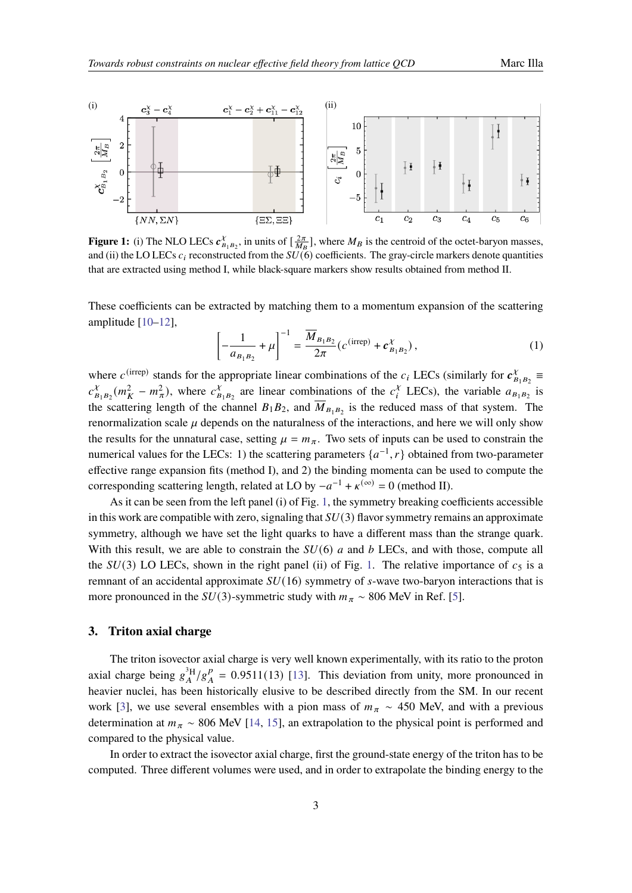**Figure 1:** (i) The NLO LECs $\boldsymbol{c}^{\chi}_{B_1B_2}$, in units of $[\frac{2\pi}{M_B}]$, where $M_B$ is the centroid of the octet-baryon masses, and (ii) the LO LECs $c_i$ reconstructed from the $SU(6)$ coefficients. The gray-circle markers denote quantities that are extracted using method I, while black-square markers show results obtained from method II.

These coefficients can be extracted by matching them to a momentum expansion of the scattering amplitude [10–12],

$$\left[-\frac{1}{a_{B_1B_2}}+\mu\right]^{-1}=\frac{\overline{M}_{B_1B_2}}{2\pi}(c^{(\text{irrep})}+\boldsymbol{c}^{\chi}_{B_1B_2}), \tag{1}$$

where $c^{(\text{irrep})}$ stands for the appropriate linear combinations of the $c_i$ LECs (similarly for $\boldsymbol{c}^{\chi}_{B_1B_2} \equiv c^{\chi}_{B_1B_2}(m_K^2-m_\pi^2)$, where $c^{\chi}_{B_1B_2}$ are linear combinations of the $c^{\chi}_i$ LECs), the variable $a_{B_1B_2}$ is the scattering length of the channel $B_1B_2$, and $\overline{M}_{B_1B_2}$ is the reduced mass of that system. The renormalization scale $\mu$ depends on the naturalness of the interactions, and here we will only show the results for the unnatural case, setting $\mu = m_\pi$. Two sets of inputs can be used to constrain the numerical values for the LECs: 1) the scattering parameters $\{a^{-1}, r\}$ obtained from two-parameter effective range expansion fits (method I), and 2) the binding momenta can be used to compute the corresponding scattering length, related at LO by $-a^{-1}+\kappa^{(\infty)}=0$ (method II).

As it can be seen from the left panel (i) of Fig. 1, the symmetry breaking coefficients accessible in this work are compatible with zero, signaling that $SU(3)$ flavor symmetry remains an approximate symmetry, although we have set the light quarks to have a different mass than the strange quark. With this result, we are able to constrain the $SU(6)$ $a$ and $b$ LECs, and with those, compute all the $SU(3)$ LO LECs, shown in the right panel (ii) of Fig. 1. The relative importance of $c_5$ is a remnant of an accidental approximate $SU(16)$ symmetry of $s$-wave two-baryon interactions that is more pronounced in the $SU(3)$-symmetric study with $m_\pi \sim 806$ MeV in Ref. [5].

## 3. Triton axial charge

The triton isovector axial charge is very well known experimentally, with its ratio to the proton axial charge being $g_A^{^3\text{H}}/g_A^p = 0.9511(13)$ [13]. This deviation from unity, more pronounced in heavier nuclei, has been historically elusive to be described directly from the SM. In our recent work [3], we use several ensembles with a pion mass of $m_\pi \sim 450$ MeV, and with a previous determination at $m_\pi \sim 806$ MeV [14, 15], an extrapolation to the physical point is performed and compared to the physical value.

In order to extract the isovector axial charge, first the ground-state energy of the triton has to be computed. Three different volumes were used, and in order to extrapolate the binding energy to the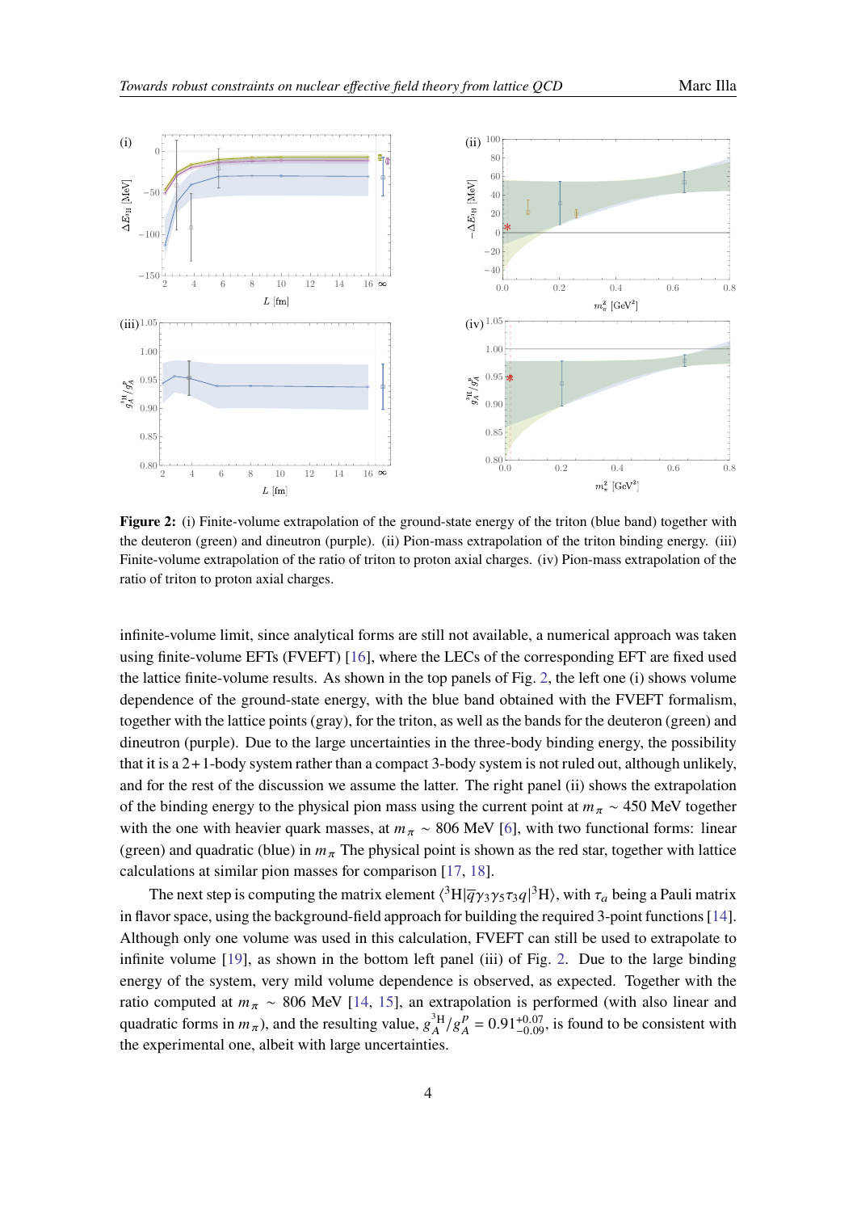**Figure 2:** (i) Finite-volume extrapolation of the ground-state energy of the triton (blue band) together with the deuteron (green) and dineutron (purple). (ii) Pion-mass extrapolation of the triton binding energy. (iii) Finite-volume extrapolation of the ratio of triton to proton axial charges. (iv) Pion-mass extrapolation of the ratio of triton to proton axial charges.

infinite-volume limit, since analytical forms are still not available, a numerical approach was taken using finite-volume EFTs (FVEFT) [16], where the LECs of the corresponding EFT are fixed used the lattice finite-volume results. As shown in the top panels of Fig. 2, the left one (i) shows volume dependence of the ground-state energy, with the blue band obtained with the FVEFT formalism, together with the lattice points (gray), for the triton, as well as the bands for the deuteron (green) and dineutron (purple). Due to the large uncertainties in the three-body binding energy, the possibility that it is a $2+1$-body system rather than a compact 3-body system is not ruled out, although unlikely, and for the rest of the discussion we assume the latter. The right panel (ii) shows the extrapolation of the binding energy to the physical pion mass using the current point at $m_\pi \sim 450$ MeV together with the one with heavier quark masses, at $m_\pi \sim 806$ MeV [6], with two functional forms: linear (green) and quadratic (blue) in $m_\pi$ The physical point is shown as the red star, together with lattice calculations at similar pion masses for comparison [17, 18].

The next step is computing the matrix element $\langle {}^3\mathrm{H}|\overline{q}\gamma_3\gamma_5\tau_3 q|{}^3\mathrm{H}\rangle$, with $\tau_a$ being a Pauli matrix in flavor space, using the background-field approach for building the required 3-point functions [14]. Although only one volume was used in this calculation, FVEFT can still be used to extrapolate to infinite volume [19], as shown in the bottom left panel (iii) of Fig. 2. Due to the large binding energy of the system, very mild volume dependence is observed, as expected. Together with the ratio computed at $m_\pi \sim 806$ MeV [14, 15], an extrapolation is performed (with also linear and quadratic forms in $m_\pi$), and the resulting value, $g_A^{^3\mathrm{H}}/g_A^p = 0.91^{+0.07}_{-0.09}$, is found to be consistent with the experimental one, albeit with large uncertainties.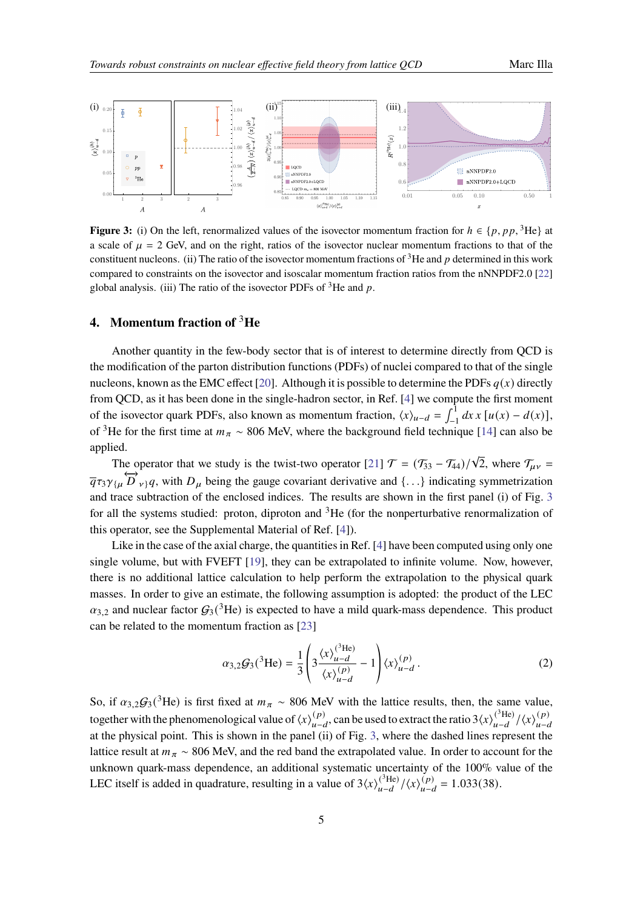**Figure 3:** (i) On the left, renormalized values of the isovector momentum fraction for $h \in \{p, pp, {}^3\text{He}\}$ at a scale of $\mu = 2$ GeV, and on the right, ratios of the isovector nuclear momentum fractions to that of the constituent nucleons. (ii) The ratio of the isovector momentum fractions of ${}^3$He and $p$ determined in this work compared to constraints on the isovector and isoscalar momentum fraction ratios from the nNNPDF2.0 [22] global analysis. (iii) The ratio of the isovector PDFs of ${}^3$He and $p$.

## 4. Momentum fraction of ${}^3$He

Another quantity in the few-body sector that is of interest to determine directly from QCD is the modification of the parton distribution functions (PDFs) of nuclei compared to that of the single nucleons, known as the EMC effect [20]. Although it is possible to determine the PDFs $q(x)$ directly from QCD, as it has been done in the single-hadron sector, in Ref. [4] we compute the first moment of the isovector quark PDFs, also known as momentum fraction, $\langle x\rangle_{u-d} = \int_{-1}^{1} dx\, x\,[u(x) - d(x)]$, of ${}^3$He for the first time at $m_\pi \sim 806$ MeV, where the background field technique [14] can also be applied.

The operator that we study is the twist-two operator [21] $\mathcal{T} = (\mathcal{T}_{33} - \mathcal{T}_{44})/\sqrt{2}$, where $\mathcal{T}_{\mu\nu} = \overline{q}\tau_3\gamma_{\{\mu}\overleftrightarrow{D}_{\nu\}}q$, with $D_\mu$ being the gauge covariant derivative and $\{\ldots\}$ indicating symmetrization and trace subtraction of the enclosed indices. The results are shown in the first panel (i) of Fig. 3 for all the systems studied: proton, diproton and ${}^3$He (for the nonperturbative renormalization of this operator, see the Supplemental Material of Ref. [4]).

Like in the case of the axial charge, the quantities in Ref. [4] have been computed using only one single volume, but with FVEFT [19], they can be extrapolated to infinite volume. Now, however, there is no additional lattice calculation to help perform the extrapolation to the physical quark masses. In order to give an estimate, the following assumption is adopted: the product of the LEC $\alpha_{3,2}$ and nuclear factor $\mathcal{G}_3({}^3\text{He})$ is expected to have a mild quark-mass dependence. This product can be related to the momentum fraction as [23]

$$\alpha_{3,2}\mathcal{G}_3({}^3\text{He}) = \frac{1}{3}\left(3\frac{\langle x\rangle_{u-d}^{({}^3\text{He})}}{\langle x\rangle_{u-d}^{(p)}} - 1\right)\langle x\rangle_{u-d}^{(p)}\,. \tag{2}$$

So, if $\alpha_{3,2}\mathcal{G}_3({}^3\text{He})$ is first fixed at $m_\pi \sim 806$ MeV with the lattice results, then, the same value, together with the phenomenological value of $\langle x\rangle_{u-d}^{(p)}$, can be used to extract the ratio $3\langle x\rangle_{u-d}^{({}^3\text{He})}/\langle x\rangle_{u-d}^{(p)}$ at the physical point. This is shown in the panel (ii) of Fig. 3, where the dashed lines represent the lattice result at $m_\pi \sim 806$ MeV, and the red band the extrapolated value. In order to account for the unknown quark-mass dependence, an additional systematic uncertainty of the 100% value of the LEC itself is added in quadrature, resulting in a value of $3\langle x\rangle_{u-d}^{({}^3\text{He})}/\langle x\rangle_{u-d}^{(p)} = 1.033(38)$.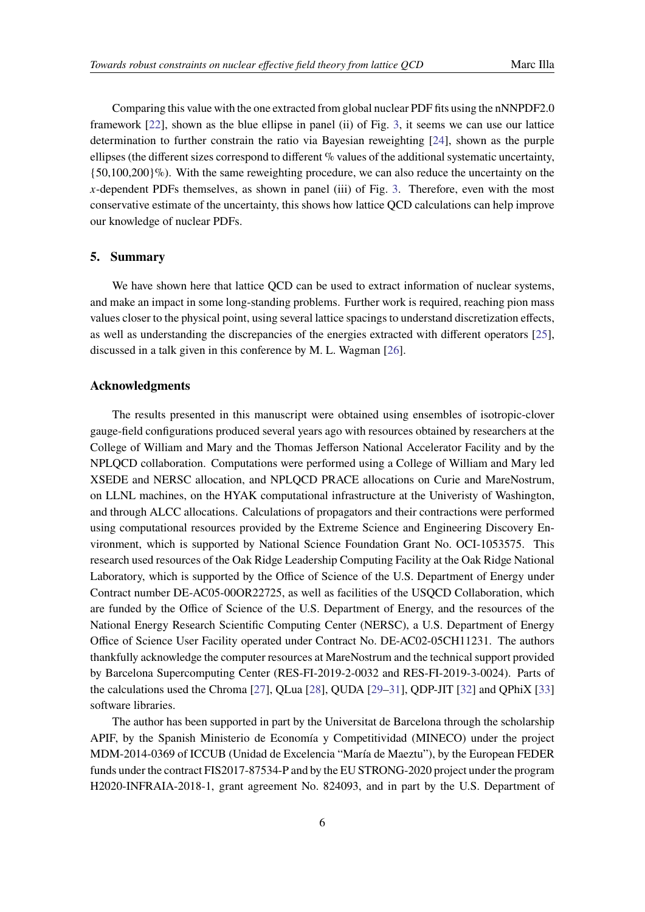Comparing this value with the one extracted from global nuclear PDF fits using the nNNPDF2.0 framework [22], shown as the blue ellipse in panel (ii) of Fig. 3, it seems we can use our lattice determination to further constrain the ratio via Bayesian reweighting [24], shown as the purple ellipses (the different sizes correspond to different % values of the additional systematic uncertainty, {50,100,200}%). With the same reweighting procedure, we can also reduce the uncertainty on the $x$-dependent PDFs themselves, as shown in panel (iii) of Fig. 3. Therefore, even with the most conservative estimate of the uncertainty, this shows how lattice QCD calculations can help improve our knowledge of nuclear PDFs.

## 5. Summary

We have shown here that lattice QCD can be used to extract information of nuclear systems, and make an impact in some long-standing problems. Further work is required, reaching pion mass values closer to the physical point, using several lattice spacings to understand discretization effects, as well as understanding the discrepancies of the energies extracted with different operators [25], discussed in a talk given in this conference by M. L. Wagman [26].

## Acknowledgments

The results presented in this manuscript were obtained using ensembles of isotropic-clover gauge-field configurations produced several years ago with resources obtained by researchers at the College of William and Mary and the Thomas Jefferson National Accelerator Facility and by the NPLQCD collaboration. Computations were performed using a College of William and Mary led XSEDE and NERSC allocation, and NPLQCD PRACE allocations on Curie and MareNostrum, on LLNL machines, on the HYAK computational infrastructure at the Univeristy of Washington, and through ALCC allocations. Calculations of propagators and their contractions were performed using computational resources provided by the Extreme Science and Engineering Discovery Environment, which is supported by National Science Foundation Grant No. OCI-1053575. This research used resources of the Oak Ridge Leadership Computing Facility at the Oak Ridge National Laboratory, which is supported by the Office of Science of the U.S. Department of Energy under Contract number DE-AC05-00OR22725, as well as facilities of the USQCD Collaboration, which are funded by the Office of Science of the U.S. Department of Energy, and the resources of the National Energy Research Scientific Computing Center (NERSC), a U.S. Department of Energy Office of Science User Facility operated under Contract No. DE-AC02-05CH11231. The authors thankfully acknowledge the computer resources at MareNostrum and the technical support provided by Barcelona Supercomputing Center (RES-FI-2019-2-0032 and RES-FI-2019-3-0024). Parts of the calculations used the Chroma [27], QLua [28], QUDA [29–31], QDP-JIT [32] and QPhiX [33] software libraries.

The author has been supported in part by the Universitat de Barcelona through the scholarship APIF, by the Spanish Ministerio de Economía y Competitividad (MINECO) under the project MDM-2014-0369 of ICCUB (Unidad de Excelencia "María de Maeztu"), by the European FEDER funds under the contract FIS2017-87534-P and by the EU STRONG-2020 project under the program H2020-INFRAIA-2018-1, grant agreement No. 824093, and in part by the U.S. Department of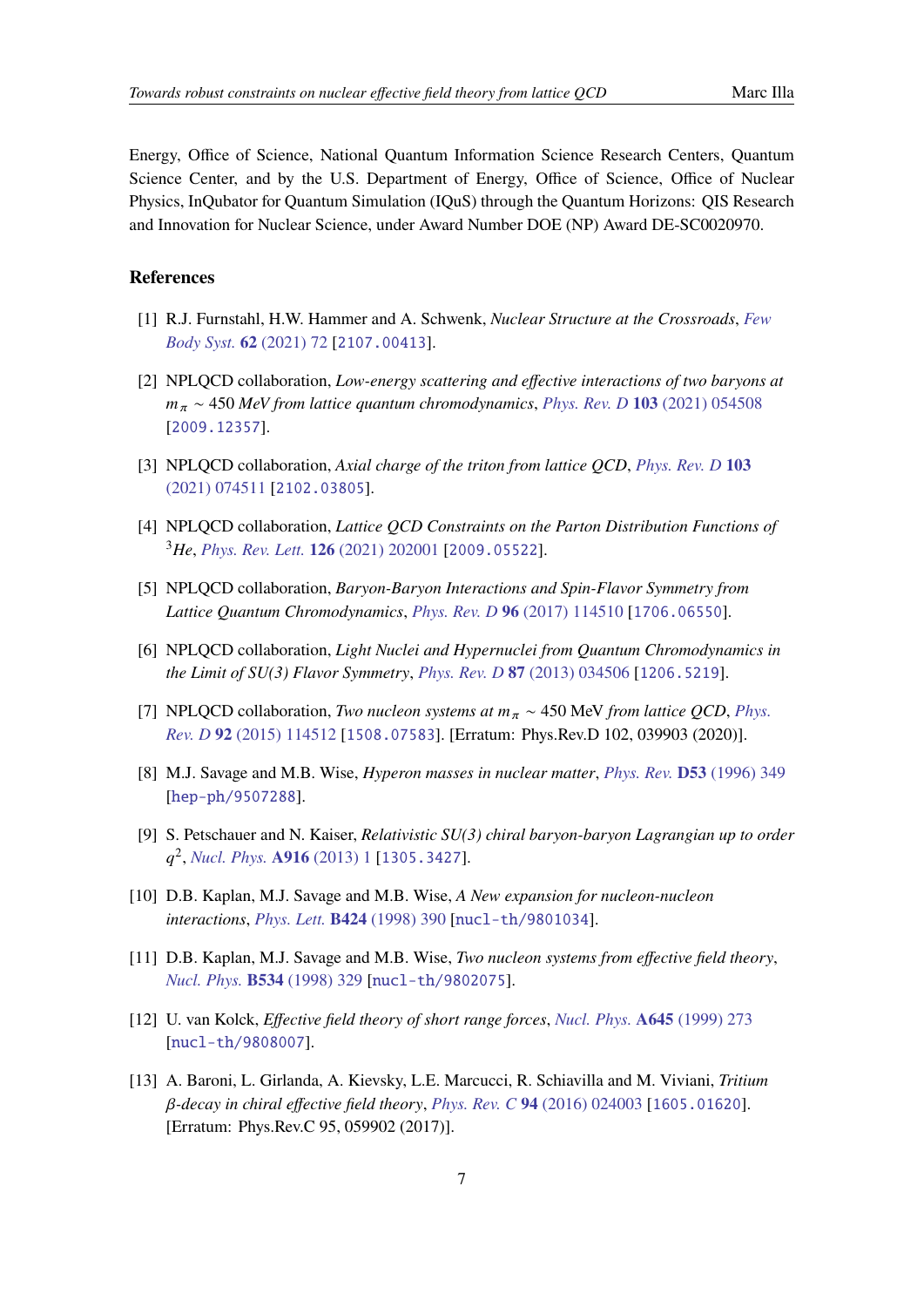Energy, Office of Science, National Quantum Information Science Research Centers, Quantum Science Center, and by the U.S. Department of Energy, Office of Science, Office of Nuclear Physics, InQubator for Quantum Simulation (IQuS) through the Quantum Horizons: QIS Research and Innovation for Nuclear Science, under Award Number DOE (NP) Award DE-SC0020970.

## References

[1] R.J. Furnstahl, H.W. Hammer and A. Schwenk, *Nuclear Structure at the Crossroads*, *Few Body Syst.* **62** (2021) 72 [2107.00413].

[2] NPLQCD collaboration, *Low-energy scattering and effective interactions of two baryons at $m_\pi \sim 450$ MeV from lattice quantum chromodynamics*, *Phys. Rev. D* **103** (2021) 054508 [2009.12357].

[3] NPLQCD collaboration, *Axial charge of the triton from lattice QCD*, *Phys. Rev. D* **103** (2021) 074511 [2102.03805].

[4] NPLQCD collaboration, *Lattice QCD Constraints on the Parton Distribution Functions of $^3$He*, *Phys. Rev. Lett.* **126** (2021) 202001 [2009.05522].

[5] NPLQCD collaboration, *Baryon-Baryon Interactions and Spin-Flavor Symmetry from Lattice Quantum Chromodynamics*, *Phys. Rev. D* **96** (2017) 114510 [1706.06550].

[6] NPLQCD collaboration, *Light Nuclei and Hypernuclei from Quantum Chromodynamics in the Limit of SU(3) Flavor Symmetry*, *Phys. Rev. D* **87** (2013) 034506 [1206.5219].

[7] NPLQCD collaboration, *Two nucleon systems at $m_\pi \sim 450$ MeV from lattice QCD*, *Phys. Rev. D* **92** (2015) 114512 [1508.07583]. [Erratum: Phys.Rev.D 102, 039903 (2020)].

[8] M.J. Savage and M.B. Wise, *Hyperon masses in nuclear matter*, *Phys. Rev.* **D53** (1996) 349 [hep-ph/9507288].

[9] S. Petschauer and N. Kaiser, *Relativistic SU(3) chiral baryon-baryon Lagrangian up to order $q^2$*, *Nucl. Phys.* **A916** (2013) 1 [1305.3427].

[10] D.B. Kaplan, M.J. Savage and M.B. Wise, *A New expansion for nucleon-nucleon interactions*, *Phys. Lett.* **B424** (1998) 390 [nucl-th/9801034].

[11] D.B. Kaplan, M.J. Savage and M.B. Wise, *Two nucleon systems from effective field theory*, *Nucl. Phys.* **B534** (1998) 329 [nucl-th/9802075].

[12] U. van Kolck, *Effective field theory of short range forces*, *Nucl. Phys.* **A645** (1999) 273 [nucl-th/9808007].

[13] A. Baroni, L. Girlanda, A. Kievsky, L.E. Marcucci, R. Schiavilla and M. Viviani, *Tritium $\beta$-decay in chiral effective field theory*, *Phys. Rev. C* **94** (2016) 024003 [1605.01620]. [Erratum: Phys.Rev.C 95, 059902 (2017)].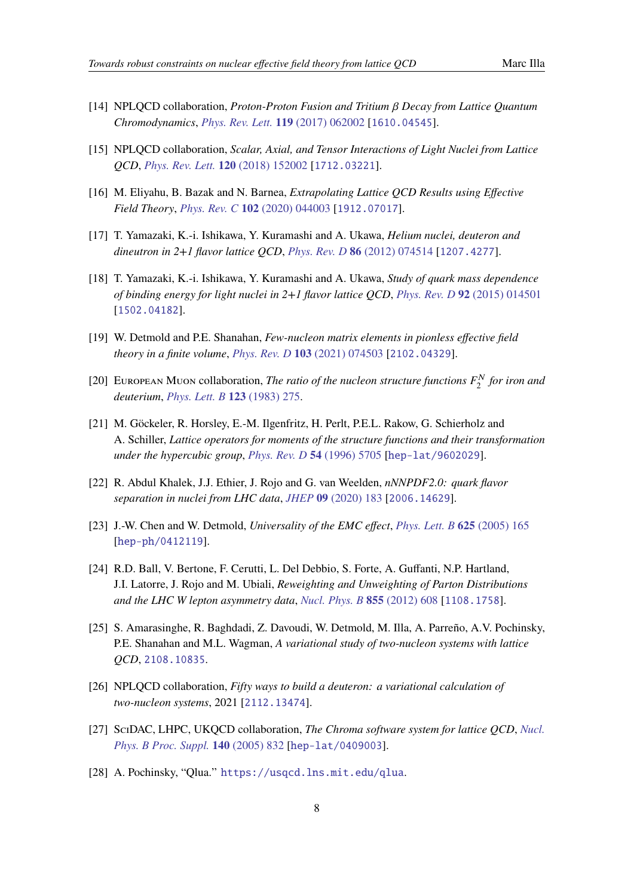[14] NPLQCD collaboration, *Proton-Proton Fusion and Tritium β Decay from Lattice Quantum Chromodynamics*, *Phys. Rev. Lett.* **119** (2017) 062002 [1610.04545].

[15] NPLQCD collaboration, *Scalar, Axial, and Tensor Interactions of Light Nuclei from Lattice QCD*, *Phys. Rev. Lett.* **120** (2018) 152002 [1712.03221].

[16] M. Eliyahu, B. Bazak and N. Barnea, *Extrapolating Lattice QCD Results using Effective Field Theory*, *Phys. Rev. C* **102** (2020) 044003 [1912.07017].

[17] T. Yamazaki, K.-i. Ishikawa, Y. Kuramashi and A. Ukawa, *Helium nuclei, deuteron and dineutron in 2+1 flavor lattice QCD*, *Phys. Rev. D* **86** (2012) 074514 [1207.4277].

[18] T. Yamazaki, K.-i. Ishikawa, Y. Kuramashi and A. Ukawa, *Study of quark mass dependence of binding energy for light nuclei in 2+1 flavor lattice QCD*, *Phys. Rev. D* **92** (2015) 014501 [1502.04182].

[19] W. Detmold and P.E. Shanahan, *Few-nucleon matrix elements in pionless effective field theory in a finite volume*, *Phys. Rev. D* **103** (2021) 074503 [2102.04329].

[20] European Muon collaboration, *The ratio of the nucleon structure functions $F_2^N$ for iron and deuterium*, *Phys. Lett. B* **123** (1983) 275.

[21] M. Göckeler, R. Horsley, E.-M. Ilgenfritz, H. Perlt, P.E.L. Rakow, G. Schierholz and A. Schiller, *Lattice operators for moments of the structure functions and their transformation under the hypercubic group*, *Phys. Rev. D* **54** (1996) 5705 [hep-lat/9602029].

[22] R. Abdul Khalek, J.J. Ethier, J. Rojo and G. van Weelden, *nNNPDF2.0: quark flavor separation in nuclei from LHC data*, *JHEP* **09** (2020) 183 [2006.14629].

[23] J.-W. Chen and W. Detmold, *Universality of the EMC effect*, *Phys. Lett. B* **625** (2005) 165 [hep-ph/0412119].

[24] R.D. Ball, V. Bertone, F. Cerutti, L. Del Debbio, S. Forte, A. Guffanti, N.P. Hartland, J.I. Latorre, J. Rojo and M. Ubiali, *Reweighting and Unweighting of Parton Distributions and the LHC W lepton asymmetry data*, *Nucl. Phys. B* **855** (2012) 608 [1108.1758].

[25] S. Amarasinghe, R. Baghdadi, Z. Davoudi, W. Detmold, M. Illa, A. Parreño, A.V. Pochinsky, P.E. Shanahan and M.L. Wagman, *A variational study of two-nucleon systems with lattice QCD*, 2108.10835.

[26] NPLQCD collaboration, *Fifty ways to build a deuteron: a variational calculation of two-nucleon systems*, 2021 [2112.13474].

[27] SciDAC, LHPC, UKQCD collaboration, *The Chroma software system for lattice QCD*, *Nucl. Phys. B Proc. Suppl.* **140** (2005) 832 [hep-lat/0409003].

[28] A. Pochinsky, "Qlua." https://usqcd.lns.mit.edu/qlua.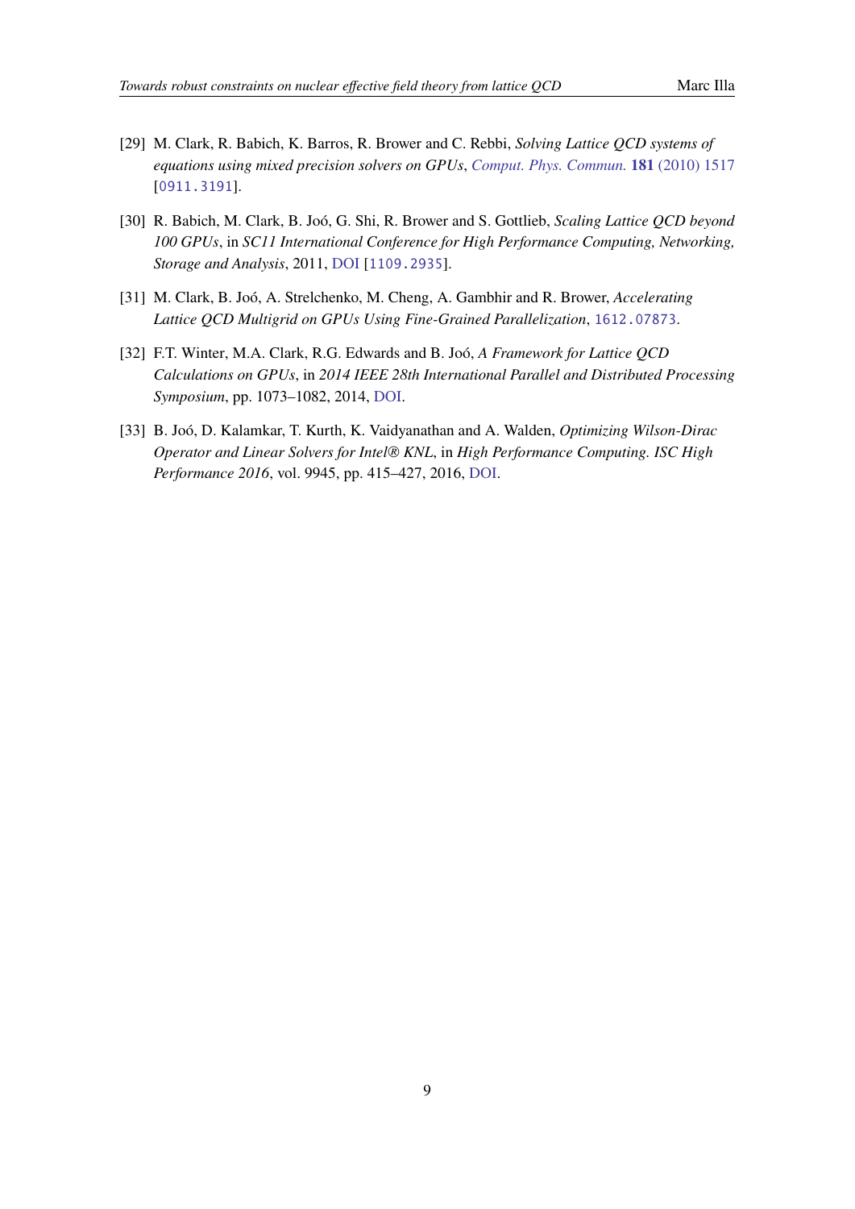[29] M. Clark, R. Babich, K. Barros, R. Brower and C. Rebbi, *Solving Lattice QCD systems of equations using mixed precision solvers on GPUs*, *Comput. Phys. Commun.* **181** (2010) 1517 [0911.3191].

[30] R. Babich, M. Clark, B. Joó, G. Shi, R. Brower and S. Gottlieb, *Scaling Lattice QCD beyond 100 GPUs*, in *SC11 International Conference for High Performance Computing, Networking, Storage and Analysis*, 2011, DOI [1109.2935].

[31] M. Clark, B. Joó, A. Strelchenko, M. Cheng, A. Gambhir and R. Brower, *Accelerating Lattice QCD Multigrid on GPUs Using Fine-Grained Parallelization*, 1612.07873.

[32] F.T. Winter, M.A. Clark, R.G. Edwards and B. Joó, *A Framework for Lattice QCD Calculations on GPUs*, in *2014 IEEE 28th International Parallel and Distributed Processing Symposium*, pp. 1073–1082, 2014, DOI.

[33] B. Joó, D. Kalamkar, T. Kurth, K. Vaidyanathan and A. Walden, *Optimizing Wilson-Dirac Operator and Linear Solvers for Intel® KNL*, in *High Performance Computing. ISC High Performance 2016*, vol. 9945, pp. 415–427, 2016, DOI.